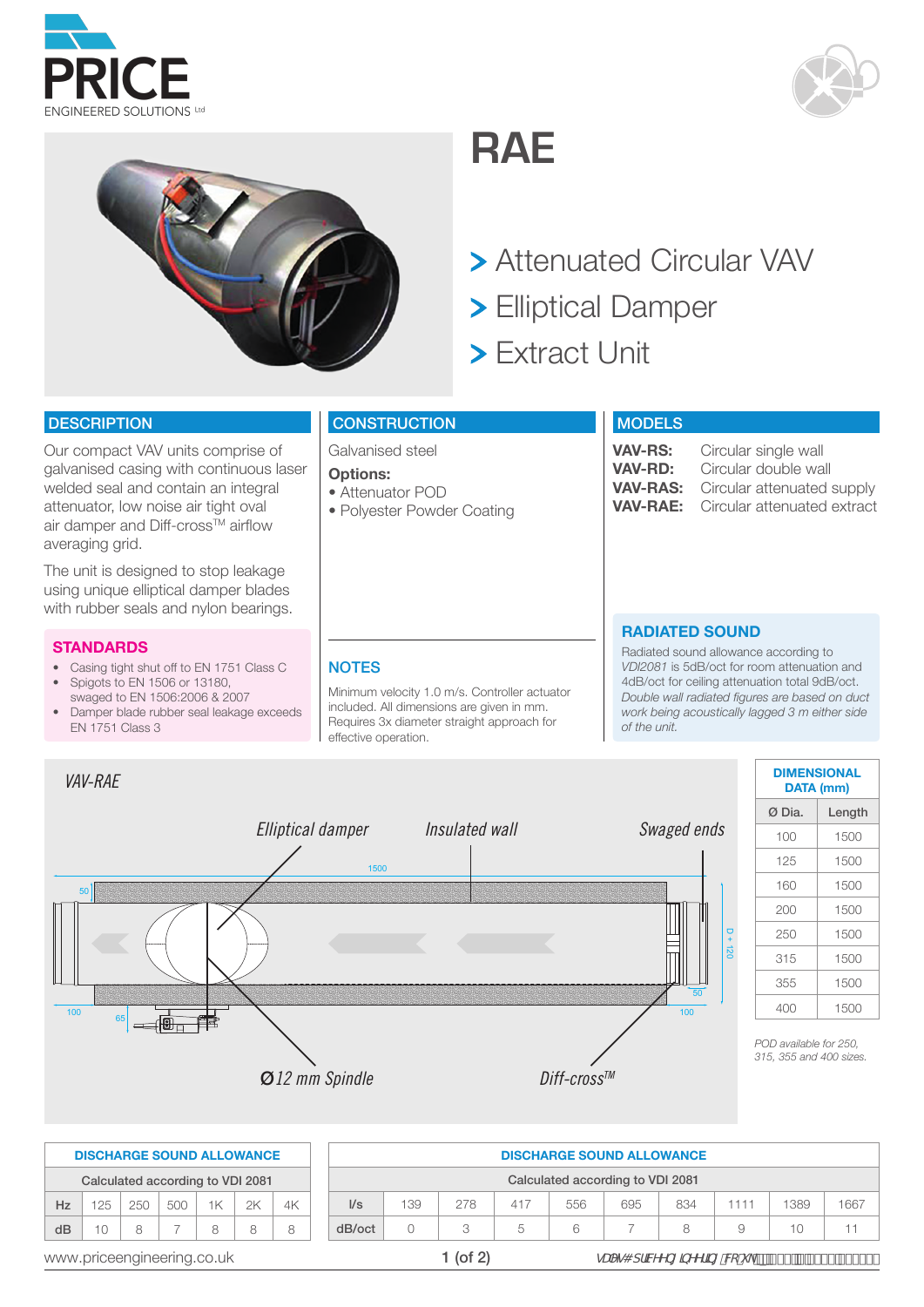PRICE
ENGINEERED SOLUTIONS Ltd

# RAE

> Attenuated Circular VAV
> Elliptical Damper
> Extract Unit

## DESCRIPTION

Our compact VAV units comprise of galvanised casing with continuous laser welded seal and contain an integral attenuator, low noise air tight oval air damper and Diff-cross™ airflow averaging grid.

The unit is designed to stop leakage using unique elliptical damper blades with rubber seals and nylon bearings.

### STANDARDS

- Casing tight shut off to EN 1751 Class C
- Spigots to EN 1506 or 13180, swaged to EN 1506:2006 & 2007
- Damper blade rubber seal leakage exceeds EN 1751 Class 3

## CONSTRUCTION

Galvanised steel

**Options:**
- Attenuator POD
- Polyester Powder Coating

### NOTES

Minimum velocity 1.0 m/s. Controller actuator included. All dimensions are given in mm. Requires 3x diameter straight approach for effective operation.

## MODELS

**VAV-RS:** Circular single wall
**VAV-RD:** Circular double wall
**VAV-RAS:** Circular attenuated supply
**VAV-RAE:** Circular attenuated extract

### RADIATED SOUND

Radiated sound allowance according to *VDI2081* is 5dB/oct for room attenuation and 4dB/oct for ceiling attenuation total 9dB/oct. *Double wall radiated figures are based on duct work being acoustically lagged 3 m either side of the unit.*

*VAV-RAE*

*Elliptical damper* — *Insulated wall* — *Swaged ends* — *Ø12 mm Spindle* — *Diff-cross™*

1500, 50, D + 120, 50, 100, 65, 100

| DIMENSIONAL DATA (mm) | |
|---|---|
| Ø Dia. | Length |
| 100 | 1500 |
| 125 | 1500 |
| 160 | 1500 |
| 200 | 1500 |
| 250 | 1500 |
| 315 | 1500 |
| 355 | 1500 |
| 400 | 1500 |

*POD available for 250, 315, 355 and 400 sizes.*

**DISCHARGE SOUND ALLOWANCE**
Calculated according to VDI 2081

| Hz | 125 | 250 | 500 | 1K | 2K | 4K |
|---|---|---|---|---|---|---|
| dB | 10 | 8 | 7 | 8 | 8 | 8 |

**DISCHARGE SOUND ALLOWANCE**
Calculated according to VDI 2081

| l/s | 139 | 278 | 417 | 556 | 695 | 834 | 1111 | 1389 | 1667 |
|---|---|---|---|---|---|---|---|---|---|
| dB/oct | 0 | 3 | 5 | 6 | 7 | 8 | 9 | 10 | 11 |

www.priceengineering.co.uk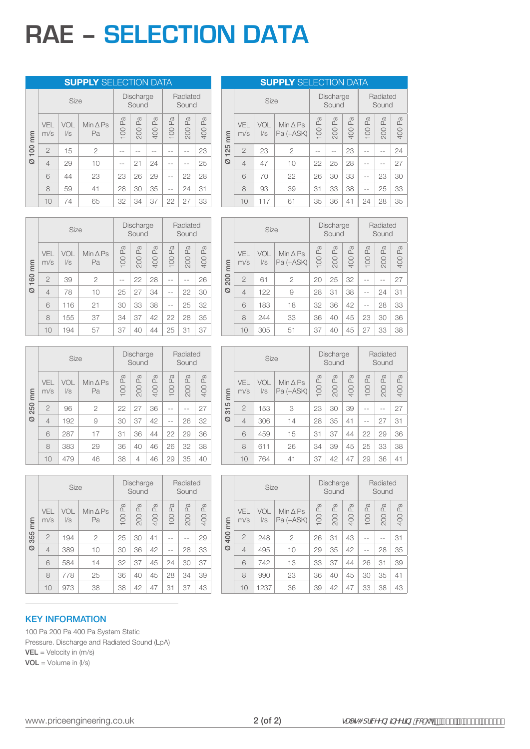# RAE – SELECTION DATA

**SUPPLY** SELECTION DATA

| Ø 100 mm | Size | | | Discharge Sound | | | Radiated Sound | | |
|---|---|---|---|---|---|---|---|---|---|
| | VEL m/s | VOL l/s | Min Δ Ps Pa | 100 Pa | 200 Pa | 400 Pa | 100 Pa | 200 Pa | 400 Pa |
| | 2 | 15 | 2 | -- | -- | -- | -- | -- | 23 |
| | 4 | 29 | 10 | -- | 21 | 24 | -- | -- | 25 |
| | 6 | 44 | 23 | 23 | 26 | 29 | -- | 22 | 28 |
| | 8 | 59 | 41 | 28 | 30 | 35 | -- | 24 | 31 |
| | 10 | 74 | 65 | 32 | 34 | 37 | 22 | 27 | 33 |

**SUPPLY** SELECTION DATA

| Ø 125 mm | Size | | | Discharge Sound | | | Radiated Sound | | |
|---|---|---|---|---|---|---|---|---|---|
| | VEL m/s | VOL l/s | Min Δ Ps Pa (+ASK) | 100 Pa | 200 Pa | 400 Pa | 100 Pa | 200 Pa | 400 Pa |
| | 2 | 23 | 2 | -- | -- | 23 | -- | -- | 24 |
| | 4 | 47 | 10 | 22 | 25 | 28 | -- | -- | 27 |
| | 6 | 70 | 22 | 26 | 30 | 33 | -- | 23 | 30 |
| | 8 | 93 | 39 | 31 | 33 | 38 | -- | 25 | 33 |
| | 10 | 117 | 61 | 35 | 36 | 41 | 24 | 28 | 35 |

| Ø 160 mm | Size | | | Discharge Sound | | | Radiated Sound | | |
|---|---|---|---|---|---|---|---|---|---|
| | VEL m/s | VOL l/s | Min Δ Ps Pa | 100 Pa | 200 Pa | 400 Pa | 100 Pa | 200 Pa | 400 Pa |
| | 2 | 39 | 2 | -- | 22 | 28 | -- | -- | 26 |
| | 4 | 78 | 10 | 25 | 27 | 34 | -- | 22 | 30 |
| | 6 | 116 | 21 | 30 | 33 | 38 | -- | 25 | 32 |
| | 8 | 155 | 37 | 34 | 37 | 42 | 22 | 28 | 35 |
| | 10 | 194 | 57 | 37 | 40 | 44 | 25 | 31 | 37 |

| Ø 200 mm | Size | | | Discharge Sound | | | Radiated Sound | | |
|---|---|---|---|---|---|---|---|---|---|
| | VEL m/s | VOL l/s | Min Δ Ps Pa (+ASK) | 100 Pa | 200 Pa | 400 Pa | 100 Pa | 200 Pa | 400 Pa |
| | 2 | 61 | 2 | 20 | 25 | 32 | -- | -- | 27 |
| | 4 | 122 | 9 | 28 | 31 | 38 | -- | 24 | 31 |
| | 6 | 183 | 18 | 32 | 36 | 42 | -- | 28 | 33 |
| | 8 | 244 | 33 | 36 | 40 | 45 | 23 | 30 | 36 |
| | 10 | 305 | 51 | 37 | 40 | 45 | 27 | 33 | 38 |

| Ø 250 mm | Size | | | Discharge Sound | | | Radiated Sound | | |
|---|---|---|---|---|---|---|---|---|---|
| | VEL m/s | VOL l/s | Min Δ Ps Pa | 100 Pa | 200 Pa | 400 Pa | 100 Pa | 200 Pa | 400 Pa |
| | 2 | 96 | 2 | 22 | 27 | 36 | -- | -- | 27 |
| | 4 | 192 | 9 | 30 | 37 | 42 | -- | 26 | 32 |
| | 6 | 287 | 17 | 31 | 36 | 44 | 22 | 29 | 36 |
| | 8 | 383 | 29 | 36 | 40 | 46 | 26 | 32 | 38 |
| | 10 | 479 | 46 | 38 | 4 | 46 | 29 | 35 | 40 |

| Ø 315 mm | Size | | | Discharge Sound | | | Radiated Sound | | |
|---|---|---|---|---|---|---|---|---|---|
| | VEL m/s | VOL l/s | Min Δ Ps Pa (+ASK) | 100 Pa | 200 Pa | 400 Pa | 100 Pa | 200 Pa | 400 Pa |
| | 2 | 153 | 3 | 23 | 30 | 39 | -- | -- | 27 |
| | 4 | 306 | 14 | 28 | 35 | 41 | -- | 27 | 31 |
| | 6 | 459 | 15 | 31 | 37 | 44 | 22 | 29 | 36 |
| | 8 | 611 | 26 | 34 | 39 | 45 | 25 | 33 | 38 |
| | 10 | 764 | 41 | 37 | 42 | 47 | 29 | 36 | 41 |

| Ø 355 mm | Size | | | Discharge Sound | | | Radiated Sound | | |
|---|---|---|---|---|---|---|---|---|---|
| | VEL m/s | VOL l/s | Min Δ Ps Pa | 100 Pa | 200 Pa | 400 Pa | 100 Pa | 200 Pa | 400 Pa |
| | 2 | 194 | 2 | 25 | 30 | 41 | -- | -- | 29 |
| | 4 | 389 | 10 | 30 | 36 | 42 | -- | 28 | 33 |
| | 6 | 584 | 14 | 32 | 37 | 45 | 24 | 30 | 37 |
| | 8 | 778 | 25 | 36 | 40 | 45 | 28 | 34 | 39 |
| | 10 | 973 | 38 | 38 | 42 | 47 | 31 | 37 | 43 |

| Ø 400 mm | Size | | | Discharge Sound | | | Radiated Sound | | |
|---|---|---|---|---|---|---|---|---|---|
| | VEL m/s | VOL l/s | Min Δ Ps Pa (+ASK) | 100 Pa | 200 Pa | 400 Pa | 100 Pa | 200 Pa | 400 Pa |
| | 2 | 248 | 2 | 26 | 31 | 43 | -- | -- | 31 |
| | 4 | 495 | 10 | 29 | 35 | 42 | -- | 28 | 35 |
| | 6 | 742 | 13 | 33 | 37 | 44 | 26 | 31 | 39 |
| | 8 | 990 | 23 | 36 | 40 | 45 | 30 | 35 | 41 |
| | 10 | 1237 | 36 | 39 | 42 | 47 | 33 | 38 | 43 |

## KEY INFORMATION

100 Pa 200 Pa 400 Pa System Static Pressure. Discharge and Radiated Sound (LpA)

**VEL** = Velocity in (m/s)

**VOL** = Volume in (l/s)

www.priceengineering.co.uk